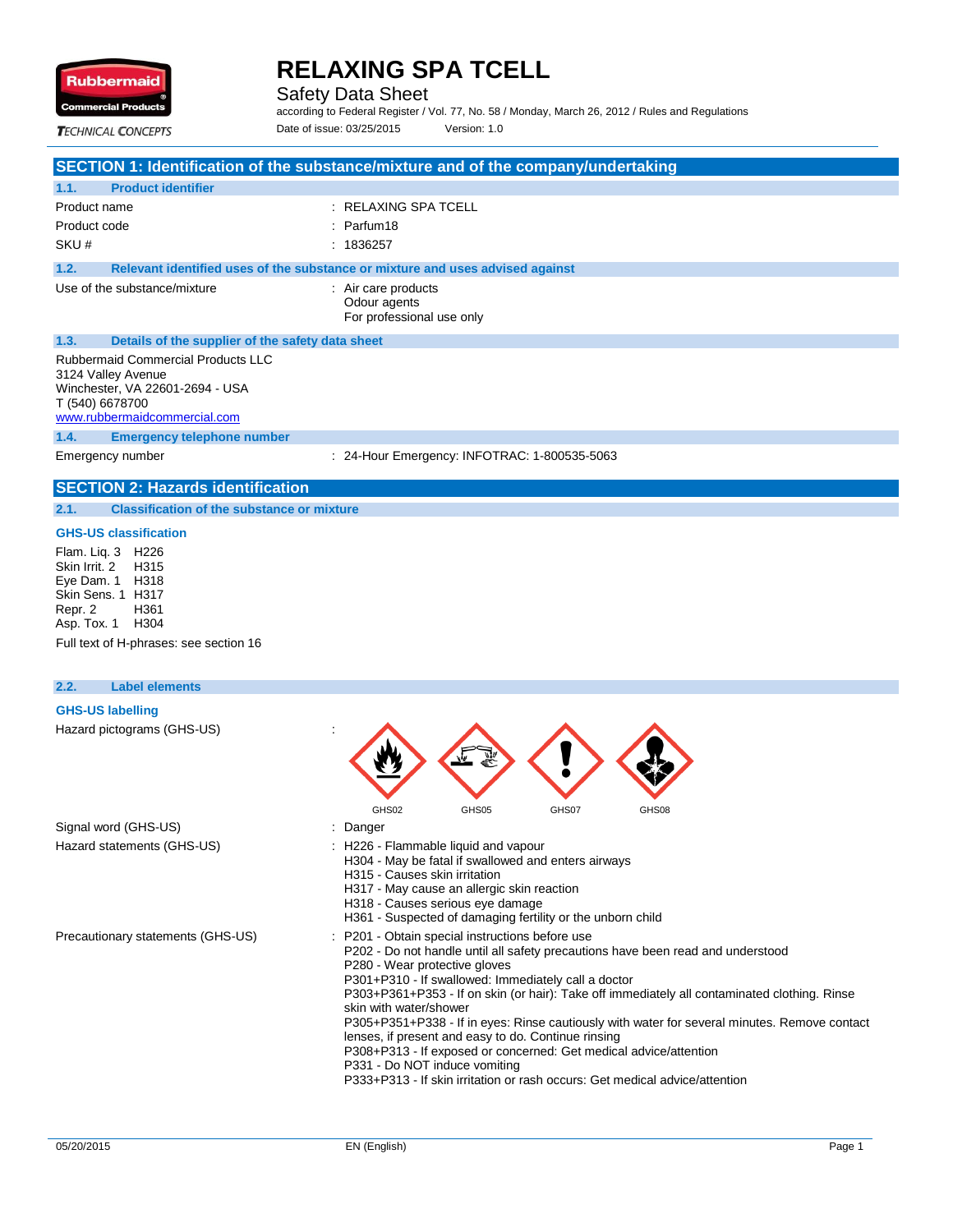# RELAXING SPA TCELL

Safety Data Sheet

according to Federal Register / Vol. 77, No. 58 / Monday, March 26, 2012 / Rules and Regulations

Date of issue: 03/25/2015 Version: 1.0

## SECTION 1: Identification of the substance/mixture and of the company/undertaking

### 1.1. Product identifier

| | |
|---|---|
| Product name | : RELAXING SPA TCELL |
| Product code | : Parfum18 |
| SKU # | : 1836257 |

### 1.2. Relevant identified uses of the substance or mixture and uses advised against

Use of the substance/mixture : Air care products
Odour agents
For professional use only

### 1.3. Details of the supplier of the safety data sheet

Rubbermaid Commercial Products LLC
3124 Valley Avenue
Winchester, VA 22601-2694 - USA
T (540) 6678700
www.rubbermaidcommercial.com

### 1.4. Emergency telephone number

Emergency number : 24-Hour Emergency: INFOTRAC: 1-800535-5063

## SECTION 2: Hazards identification

### 2.1. Classification of the substance or mixture

**GHS-US classification**

Flam. Liq. 3 H226
Skin Irrit. 2 H315
Eye Dam. 1 H318
Skin Sens. 1 H317
Repr. 2 H361
Asp. Tox. 1 H304

Full text of H-phrases: see section 16

### 2.2. Label elements

**GHS-US labelling**

Hazard pictograms (GHS-US) : GHS02 GHS05 GHS07 GHS08

Signal word (GHS-US) : Danger

Hazard statements (GHS-US) :
H226 - Flammable liquid and vapour
H304 - May be fatal if swallowed and enters airways
H315 - Causes skin irritation
H317 - May cause an allergic skin reaction
H318 - Causes serious eye damage
H361 - Suspected of damaging fertility or the unborn child

Precautionary statements (GHS-US) :
P201 - Obtain special instructions before use
P202 - Do not handle until all safety precautions have been read and understood
P280 - Wear protective gloves
P301+P310 - If swallowed: Immediately call a doctor
P303+P361+P353 - If on skin (or hair): Take off immediately all contaminated clothing. Rinse skin with water/shower
P305+P351+P338 - If in eyes: Rinse cautiously with water for several minutes. Remove contact lenses, if present and easy to do. Continue rinsing
P308+P313 - If exposed or concerned: Get medical advice/attention
P331 - Do NOT induce vomiting
P333+P313 - If skin irritation or rash occurs: Get medical advice/attention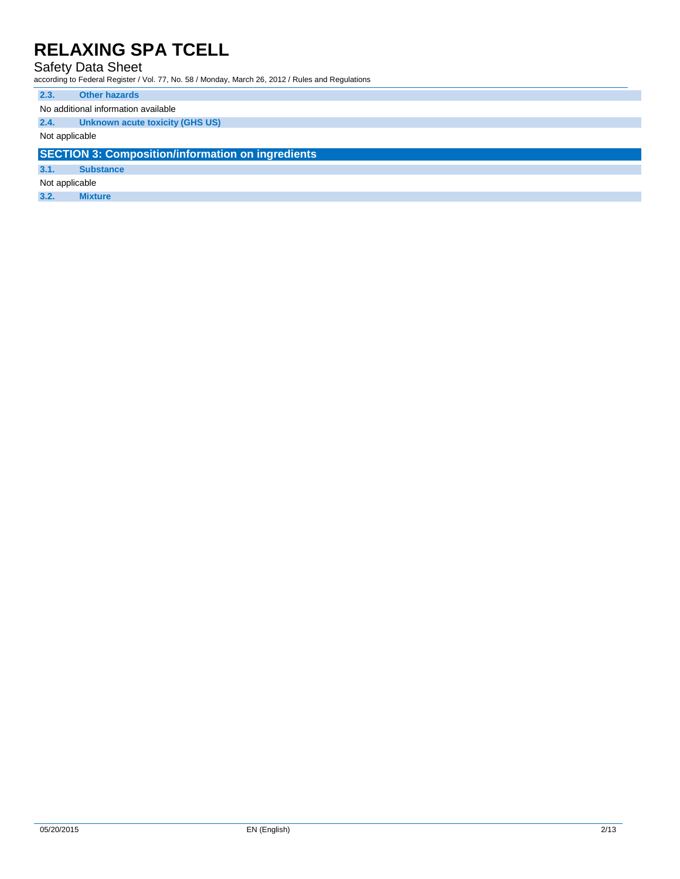### 2.3. Other hazards

No additional information available

### 2.4. Unknown acute toxicity (GHS US)

Not applicable

## SECTION 3: Composition/information on ingredients

### 3.1. Substance

Not applicable

### 3.2. Mixture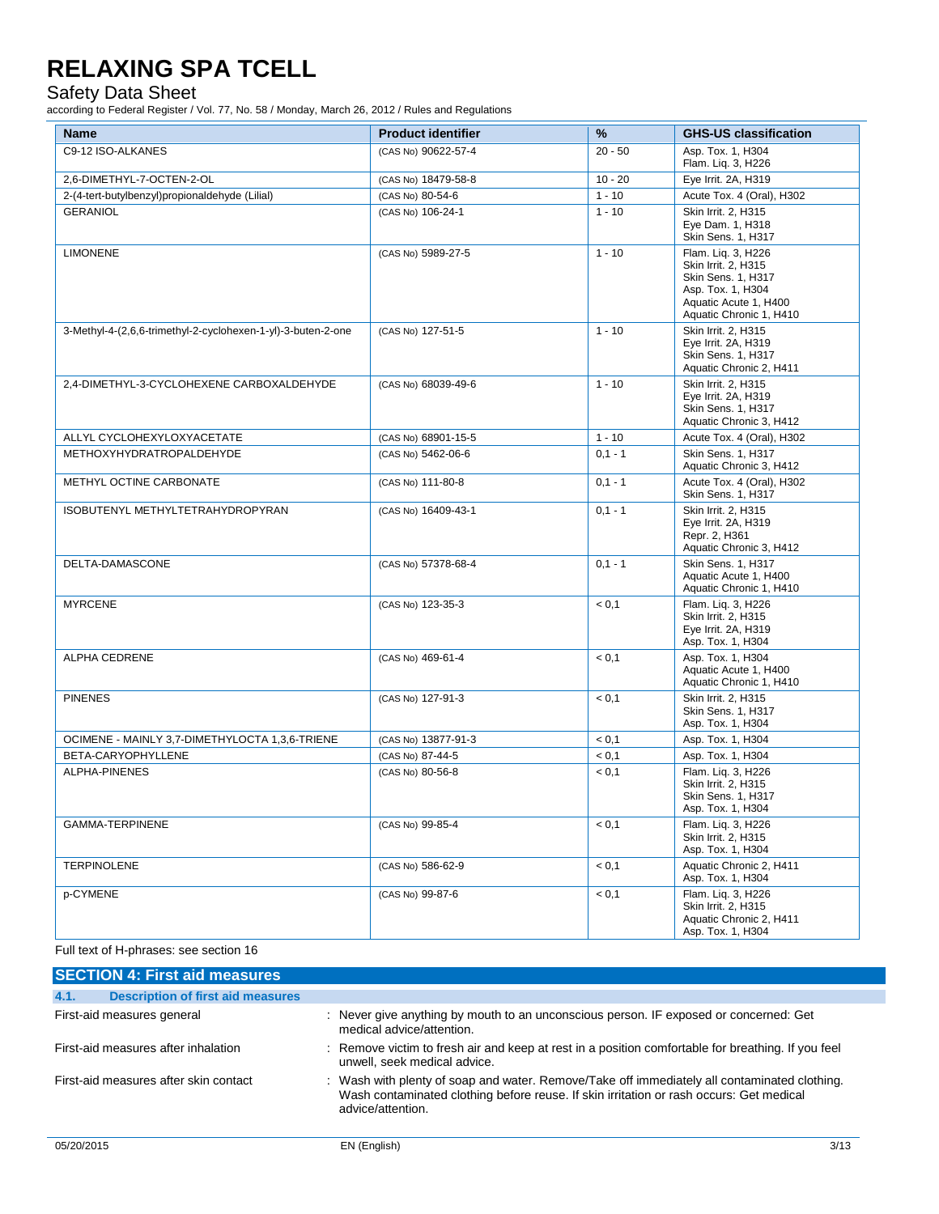| Name | Product identifier | % | GHS-US classification |
|---|---|---|---|
| C9-12 ISO-ALKANES | (CAS No) 90622-57-4 | 20 - 50 | Asp. Tox. 1, H304<br>Flam. Liq. 3, H226 |
| 2,6-DIMETHYL-7-OCTEN-2-OL | (CAS No) 18479-58-8 | 10 - 20 | Eye Irrit. 2A, H319 |
| 2-(4-tert-butylbenzyl)propionaldehyde (Lilial) | (CAS No) 80-54-6 | 1 - 10 | Acute Tox. 4 (Oral), H302 |
| GERANIOL | (CAS No) 106-24-1 | 1 - 10 | Skin Irrit. 2, H315<br>Eye Dam. 1, H318<br>Skin Sens. 1, H317 |
| LIMONENE | (CAS No) 5989-27-5 | 1 - 10 | Flam. Liq. 3, H226<br>Skin Irrit. 2, H315<br>Skin Sens. 1, H317<br>Asp. Tox. 1, H304<br>Aquatic Acute 1, H400<br>Aquatic Chronic 1, H410 |
| 3-Methyl-4-(2,6,6-trimethyl-2-cyclohexen-1-yl)-3-buten-2-one | (CAS No) 127-51-5 | 1 - 10 | Skin Irrit. 2, H315<br>Eye Irrit. 2A, H319<br>Skin Sens. 1, H317<br>Aquatic Chronic 2, H411 |
| 2,4-DIMETHYL-3-CYCLOHEXENE CARBOXALDEHYDE | (CAS No) 68039-49-6 | 1 - 10 | Skin Irrit. 2, H315<br>Eye Irrit. 2A, H319<br>Skin Sens. 1, H317<br>Aquatic Chronic 3, H412 |
| ALLYL CYCLOHEXYLOXYACETATE | (CAS No) 68901-15-5 | 1 - 10 | Acute Tox. 4 (Oral), H302 |
| METHOXYHYDRATROPALDEHYDE | (CAS No) 5462-06-6 | 0,1 - 1 | Skin Sens. 1, H317<br>Aquatic Chronic 3, H412 |
| METHYL OCTINE CARBONATE | (CAS No) 111-80-8 | 0,1 - 1 | Acute Tox. 4 (Oral), H302<br>Skin Sens. 1, H317 |
| ISOBUTENYL METHYLTETRAHYDROPYRAN | (CAS No) 16409-43-1 | 0,1 - 1 | Skin Irrit. 2, H315<br>Eye Irrit. 2A, H319<br>Repr. 2, H361<br>Aquatic Chronic 3, H412 |
| DELTA-DAMASCONE | (CAS No) 57378-68-4 | 0,1 - 1 | Skin Sens. 1, H317<br>Aquatic Acute 1, H400<br>Aquatic Chronic 1, H410 |
| MYRCENE | (CAS No) 123-35-3 | < 0,1 | Flam. Liq. 3, H226<br>Skin Irrit. 2, H315<br>Eye Irrit. 2A, H319<br>Asp. Tox. 1, H304 |
| ALPHA CEDRENE | (CAS No) 469-61-4 | < 0,1 | Asp. Tox. 1, H304<br>Aquatic Acute 1, H400<br>Aquatic Chronic 1, H410 |
| PINENES | (CAS No) 127-91-3 | < 0,1 | Skin Irrit. 2, H315<br>Skin Sens. 1, H317<br>Asp. Tox. 1, H304 |
| OCIMENE - MAINLY 3,7-DIMETHYLOCTA 1,3,6-TRIENE | (CAS No) 13877-91-3 | < 0,1 | Asp. Tox. 1, H304 |
| BETA-CARYOPHYLLENE | (CAS No) 87-44-5 | < 0,1 | Asp. Tox. 1, H304 |
| ALPHA-PINENES | (CAS No) 80-56-8 | < 0,1 | Flam. Liq. 3, H226<br>Skin Irrit. 2, H315<br>Skin Sens. 1, H317<br>Asp. Tox. 1, H304 |
| GAMMA-TERPINENE | (CAS No) 99-85-4 | < 0,1 | Flam. Liq. 3, H226<br>Skin Irrit. 2, H315<br>Asp. Tox. 1, H304 |
| TERPINOLENE | (CAS No) 586-62-9 | < 0,1 | Aquatic Chronic 2, H411<br>Asp. Tox. 1, H304 |
| p-CYMENE | (CAS No) 99-87-6 | < 0,1 | Flam. Liq. 3, H226<br>Skin Irrit. 2, H315<br>Aquatic Chronic 2, H411<br>Asp. Tox. 1, H304 |

Full text of H-phrases: see section 16

## SECTION 4: First aid measures

### 4.1. Description of first aid measures

First-aid measures general : Never give anything by mouth to an unconscious person. IF exposed or concerned: Get medical advice/attention.

First-aid measures after inhalation : Remove victim to fresh air and keep at rest in a position comfortable for breathing. If you feel unwell, seek medical advice.

First-aid measures after skin contact : Wash with plenty of soap and water. Remove/Take off immediately all contaminated clothing. Wash contaminated clothing before reuse. If skin irritation or rash occurs: Get medical advice/attention.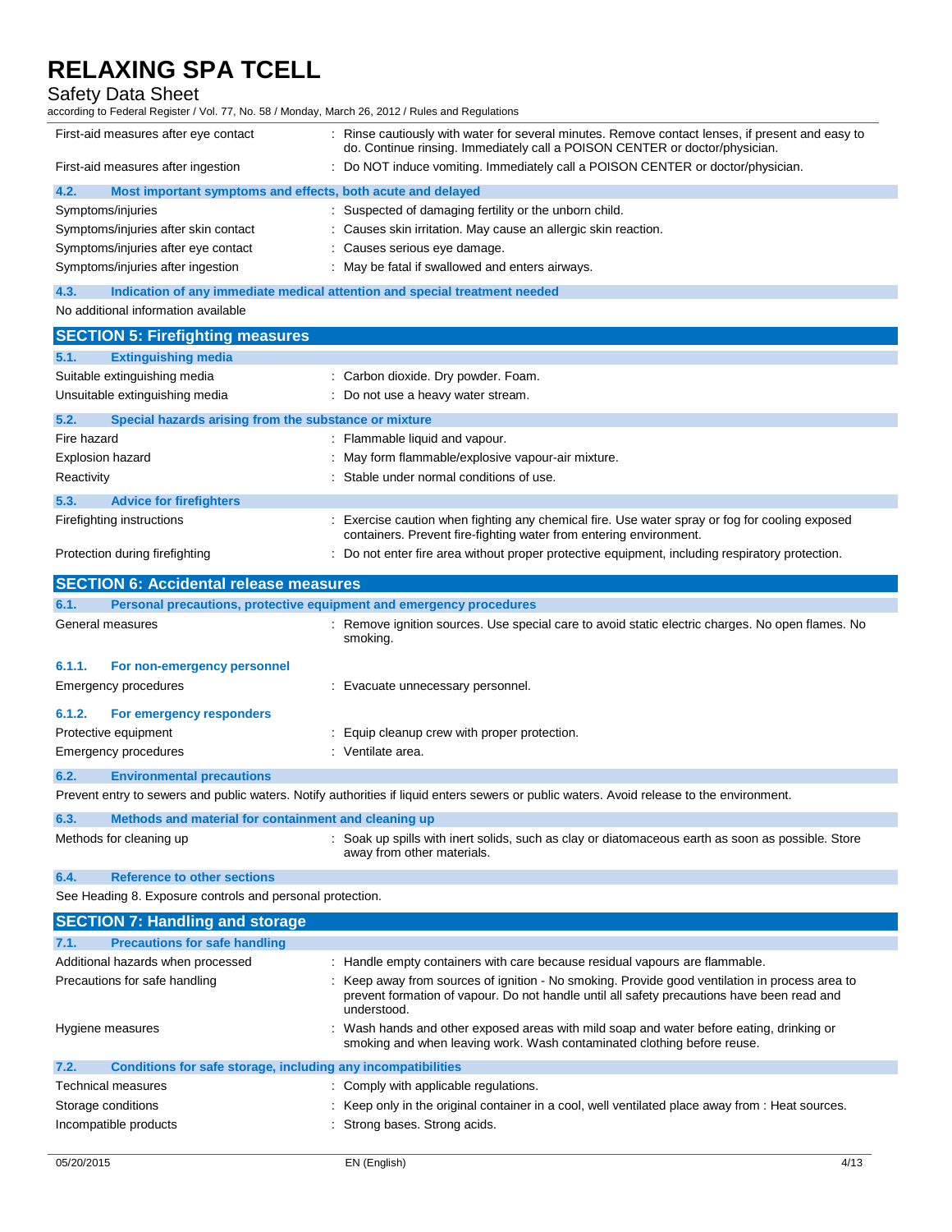| | |
|---|---|
| First-aid measures after eye contact | : Rinse cautiously with water for several minutes. Remove contact lenses, if present and easy to do. Continue rinsing. Immediately call a POISON CENTER or doctor/physician. |
| First-aid measures after ingestion | : Do NOT induce vomiting. Immediately call a POISON CENTER or doctor/physician. |

### 4.2. Most important symptoms and effects, both acute and delayed

| | |
|---|---|
| Symptoms/injuries | : Suspected of damaging fertility or the unborn child. |
| Symptoms/injuries after skin contact | : Causes skin irritation. May cause an allergic skin reaction. |
| Symptoms/injuries after eye contact | : Causes serious eye damage. |
| Symptoms/injuries after ingestion | : May be fatal if swallowed and enters airways. |

### 4.3. Indication of any immediate medical attention and special treatment needed

No additional information available

## SECTION 5: Firefighting measures

### 5.1. Extinguishing media

| | |
|---|---|
| Suitable extinguishing media | : Carbon dioxide. Dry powder. Foam. |
| Unsuitable extinguishing media | : Do not use a heavy water stream. |

### 5.2. Special hazards arising from the substance or mixture

| | |
|---|---|
| Fire hazard | : Flammable liquid and vapour. |
| Explosion hazard | : May form flammable/explosive vapour-air mixture. |
| Reactivity | : Stable under normal conditions of use. |

### 5.3. Advice for firefighters

| | |
|---|---|
| Firefighting instructions | : Exercise caution when fighting any chemical fire. Use water spray or fog for cooling exposed containers. Prevent fire-fighting water from entering environment. |
| Protection during firefighting | : Do not enter fire area without proper protective equipment, including respiratory protection. |

## SECTION 6: Accidental release measures

### 6.1. Personal precautions, protective equipment and emergency procedures

| | |
|---|---|
| General measures | : Remove ignition sources. Use special care to avoid static electric charges. No open flames. No smoking. |

#### 6.1.1. For non-emergency personnel

| | |
|---|---|
| Emergency procedures | : Evacuate unnecessary personnel. |

#### 6.1.2. For emergency responders

| | |
|---|---|
| Protective equipment | : Equip cleanup crew with proper protection. |
| Emergency procedures | : Ventilate area. |

### 6.2. Environmental precautions

Prevent entry to sewers and public waters. Notify authorities if liquid enters sewers or public waters. Avoid release to the environment.

### 6.3. Methods and material for containment and cleaning up

| | |
|---|---|
| Methods for cleaning up | : Soak up spills with inert solids, such as clay or diatomaceous earth as soon as possible. Store away from other materials. |

### 6.4. Reference to other sections

See Heading 8. Exposure controls and personal protection.

## SECTION 7: Handling and storage

### 7.1. Precautions for safe handling

| | |
|---|---|
| Additional hazards when processed | : Handle empty containers with care because residual vapours are flammable. |
| Precautions for safe handling | : Keep away from sources of ignition - No smoking. Provide good ventilation in process area to prevent formation of vapour. Do not handle until all safety precautions have been read and understood. |
| Hygiene measures | : Wash hands and other exposed areas with mild soap and water before eating, drinking or smoking and when leaving work. Wash contaminated clothing before reuse. |

### 7.2. Conditions for safe storage, including any incompatibilities

| | |
|---|---|
| Technical measures | : Comply with applicable regulations. |
| Storage conditions | : Keep only in the original container in a cool, well ventilated place away from : Heat sources. |
| Incompatible products | : Strong bases. Strong acids. |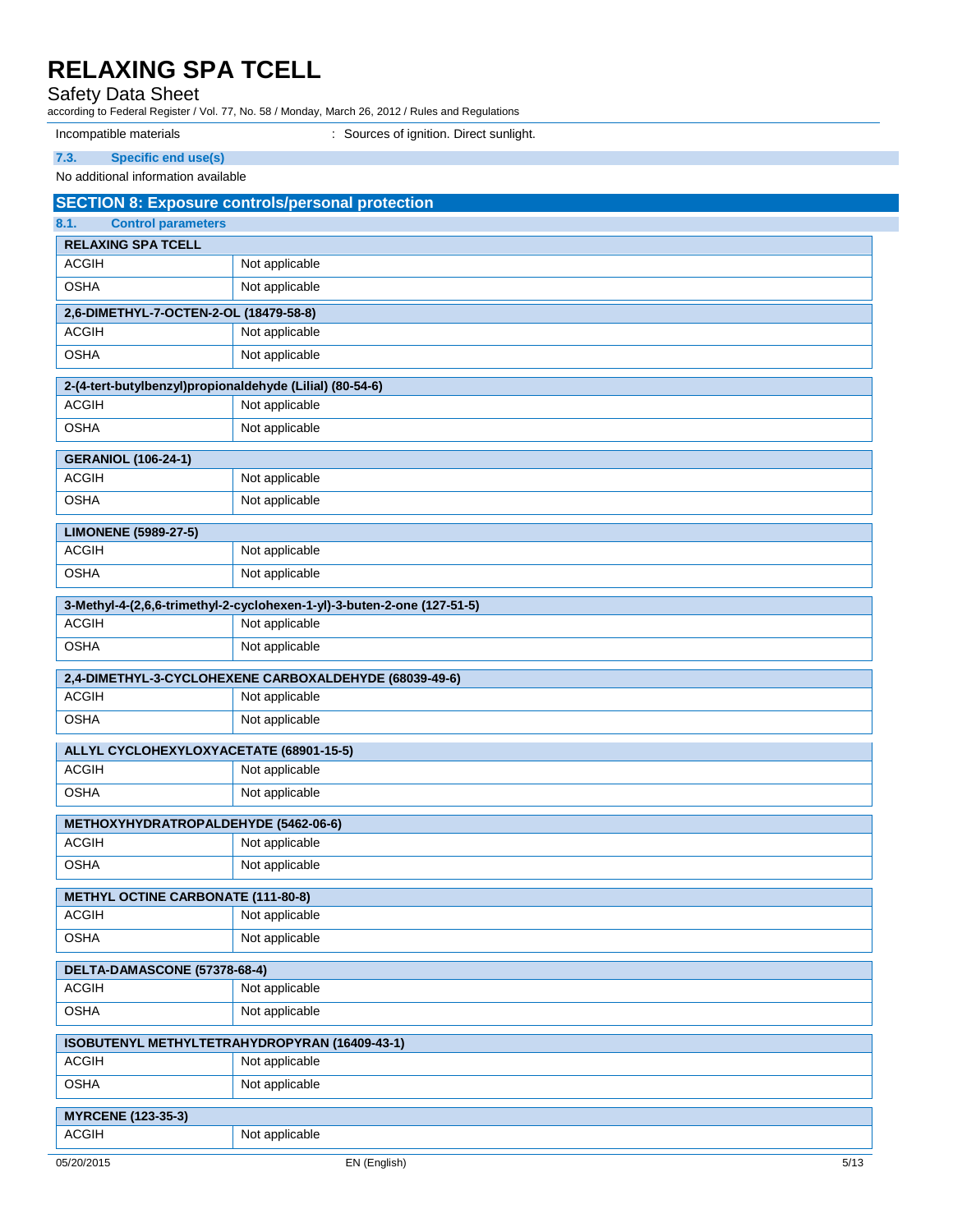Incompatible materials : Sources of ignition. Direct sunlight.

### 7.3. Specific end use(s)

No additional information available

## SECTION 8: Exposure controls/personal protection

### 8.1. Control parameters

| RELAXING SPA TCELL | |
|---|---|
| ACGIH | Not applicable |
| OSHA | Not applicable |

| 2,6-DIMETHYL-7-OCTEN-2-OL (18479-58-8) | |
|---|---|
| ACGIH | Not applicable |
| OSHA | Not applicable |

| 2-(4-tert-butylbenzyl)propionaldehyde (Lilial) (80-54-6) | |
|---|---|
| ACGIH | Not applicable |
| OSHA | Not applicable |

| GERANIOL (106-24-1) | |
|---|---|
| ACGIH | Not applicable |
| OSHA | Not applicable |

| LIMONENE (5989-27-5) | |
|---|---|
| ACGIH | Not applicable |
| OSHA | Not applicable |

| 3-Methyl-4-(2,6,6-trimethyl-2-cyclohexen-1-yl)-3-buten-2-one (127-51-5) | |
|---|---|
| ACGIH | Not applicable |
| OSHA | Not applicable |

| 2,4-DIMETHYL-3-CYCLOHEXENE CARBOXALDEHYDE (68039-49-6) | |
|---|---|
| ACGIH | Not applicable |
| OSHA | Not applicable |

| ALLYL CYCLOHEXYLOXYACETATE (68901-15-5) | |
|---|---|
| ACGIH | Not applicable |
| OSHA | Not applicable |

| METHOXYHYDRATROPALDEHYDE (5462-06-6) | |
|---|---|
| ACGIH | Not applicable |
| OSHA | Not applicable |

| METHYL OCTINE CARBONATE (111-80-8) | |
|---|---|
| ACGIH | Not applicable |
| OSHA | Not applicable |

| DELTA-DAMASCONE (57378-68-4) | |
|---|---|
| ACGIH | Not applicable |
| OSHA | Not applicable |

| ISOBUTENYL METHYLTETRAHYDROPYRAN (16409-43-1) | |
|---|---|
| ACGIH | Not applicable |
| OSHA | Not applicable |

| MYRCENE (123-35-3) | |
|---|---|
| ACGIH | Not applicable |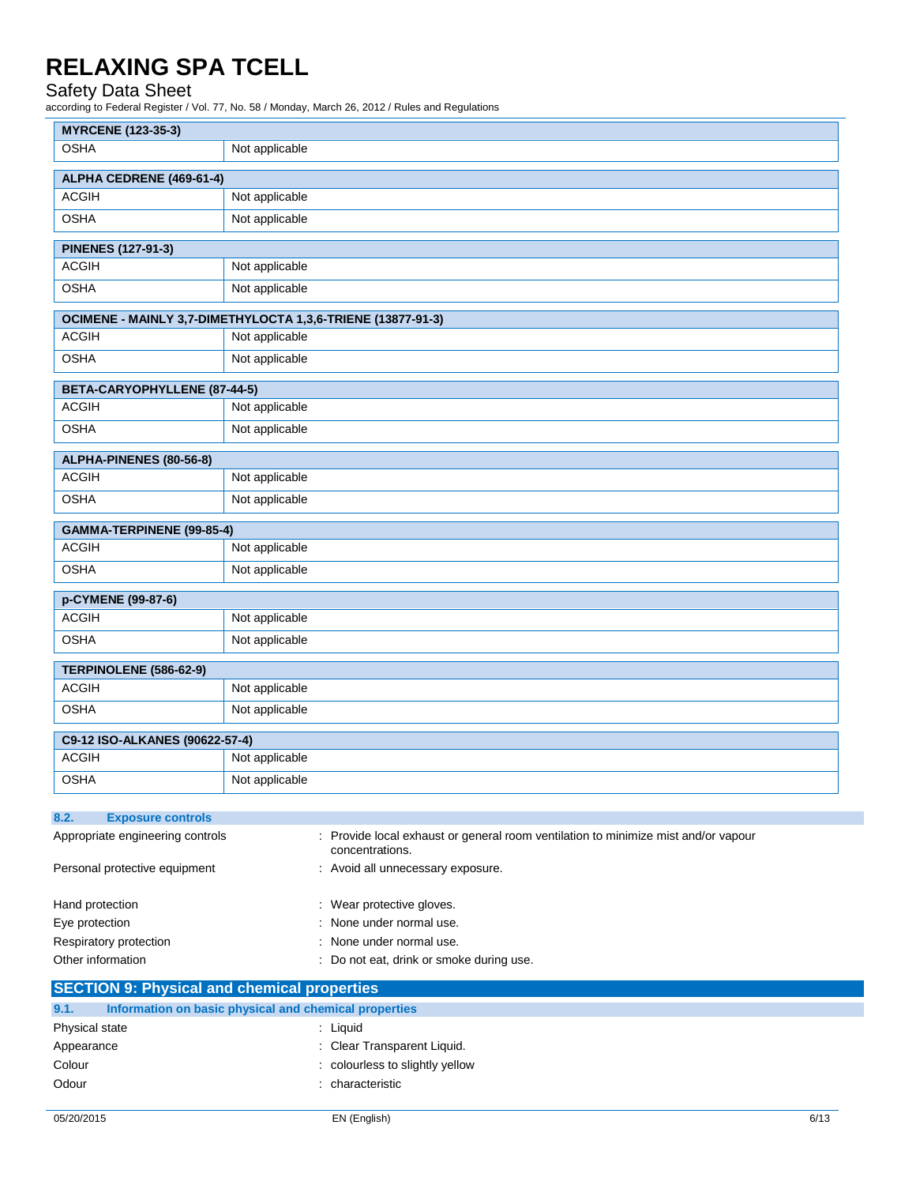| MYRCENE (123-35-3) | |
|---|---|
| OSHA | Not applicable |

| ALPHA CEDRENE (469-61-4) | |
|---|---|
| ACGIH | Not applicable |
| OSHA | Not applicable |

| PINENES (127-91-3) | |
|---|---|
| ACGIH | Not applicable |
| OSHA | Not applicable |

| OCIMENE - MAINLY 3,7-DIMETHYLOCTA 1,3,6-TRIENE (13877-91-3) | |
|---|---|
| ACGIH | Not applicable |
| OSHA | Not applicable |

| BETA-CARYOPHYLLENE (87-44-5) | |
|---|---|
| ACGIH | Not applicable |
| OSHA | Not applicable |

| ALPHA-PINENES (80-56-8) | |
|---|---|
| ACGIH | Not applicable |
| OSHA | Not applicable |

| GAMMA-TERPINENE (99-85-4) | |
|---|---|
| ACGIH | Not applicable |
| OSHA | Not applicable |

| p-CYMENE (99-87-6) | |
|---|---|
| ACGIH | Not applicable |
| OSHA | Not applicable |

| TERPINOLENE (586-62-9) | |
|---|---|
| ACGIH | Not applicable |
| OSHA | Not applicable |

| C9-12 ISO-ALKANES (90622-57-4) | |
|---|---|
| ACGIH | Not applicable |
| OSHA | Not applicable |

### 8.2. Exposure controls

Appropriate engineering controls : Provide local exhaust or general room ventilation to minimize mist and/or vapour concentrations.

Personal protective equipment : Avoid all unnecessary exposure.

Hand protection : Wear protective gloves.

Eye protection : None under normal use.

Respiratory protection : None under normal use.

Other information : Do not eat, drink or smoke during use.

## SECTION 9: Physical and chemical properties

### 9.1. Information on basic physical and chemical properties

Physical state : Liquid

Appearance : Clear Transparent Liquid.

Colour : colourless to slightly yellow

Odour : characteristic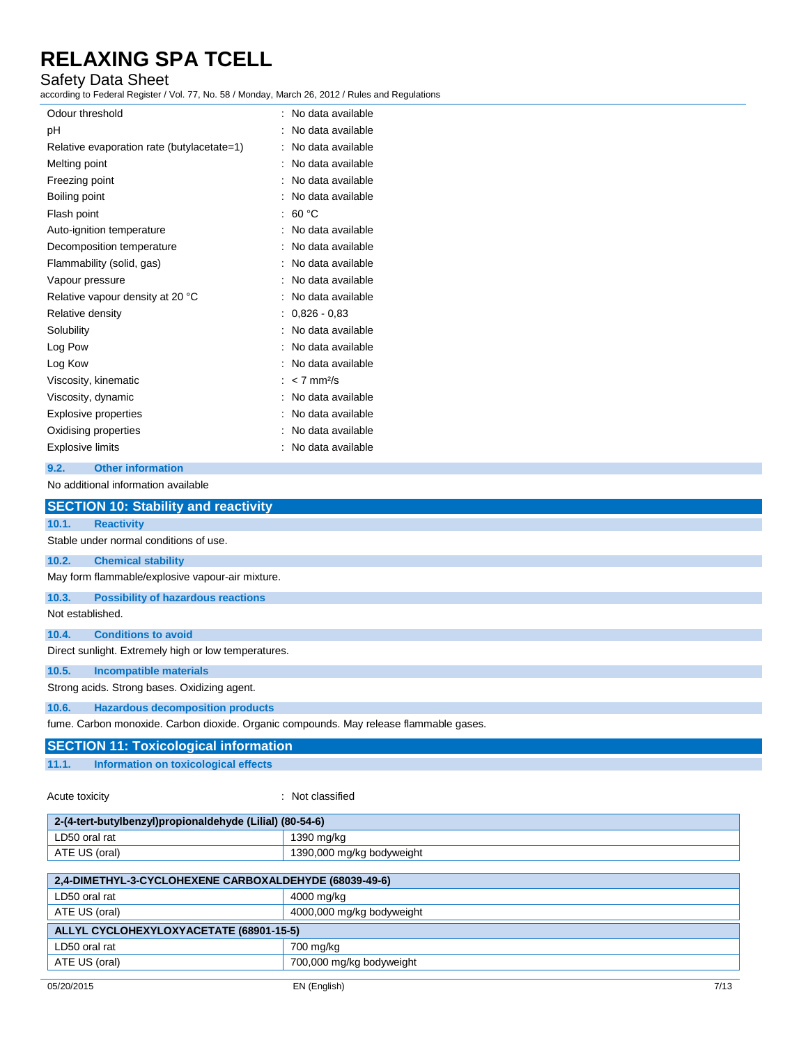| | |
|---|---|
| Odour threshold | : No data available |
| pH | : No data available |
| Relative evaporation rate (butylacetate=1) | : No data available |
| Melting point | : No data available |
| Freezing point | : No data available |
| Boiling point | : No data available |
| Flash point | : 60 °C |
| Auto-ignition temperature | : No data available |
| Decomposition temperature | : No data available |
| Flammability (solid, gas) | : No data available |
| Vapour pressure | : No data available |
| Relative vapour density at 20 °C | : No data available |
| Relative density | : 0,826 - 0,83 |
| Solubility | : No data available |
| Log Pow | : No data available |
| Log Kow | : No data available |
| Viscosity, kinematic | : < 7 mm²/s |
| Viscosity, dynamic | : No data available |
| Explosive properties | : No data available |
| Oxidising properties | : No data available |
| Explosive limits | : No data available |

### 9.2. Other information

No additional information available

## SECTION 10: Stability and reactivity

### 10.1. Reactivity

Stable under normal conditions of use.

### 10.2. Chemical stability

May form flammable/explosive vapour-air mixture.

### 10.3. Possibility of hazardous reactions

Not established.

### 10.4. Conditions to avoid

Direct sunlight. Extremely high or low temperatures.

### 10.5. Incompatible materials

Strong acids. Strong bases. Oxidizing agent.

### 10.6. Hazardous decomposition products

fume. Carbon monoxide. Carbon dioxide. Organic compounds. May release flammable gases.

## SECTION 11: Toxicological information

### 11.1. Information on toxicological effects

Acute toxicity : Not classified

| 2-(4-tert-butylbenzyl)propionaldehyde (Lilial) (80-54-6) | |
|---|---|
| LD50 oral rat | 1390 mg/kg |
| ATE US (oral) | 1390,000 mg/kg bodyweight |

| 2,4-DIMETHYL-3-CYCLOHEXENE CARBOXALDEHYDE (68039-49-6) | |
|---|---|
| LD50 oral rat | 4000 mg/kg |
| ATE US (oral) | 4000,000 mg/kg bodyweight |
| **ALLYL CYCLOHEXYLOXYACETATE (68901-15-5)** | |
| LD50 oral rat | 700 mg/kg |
| ATE US (oral) | 700,000 mg/kg bodyweight |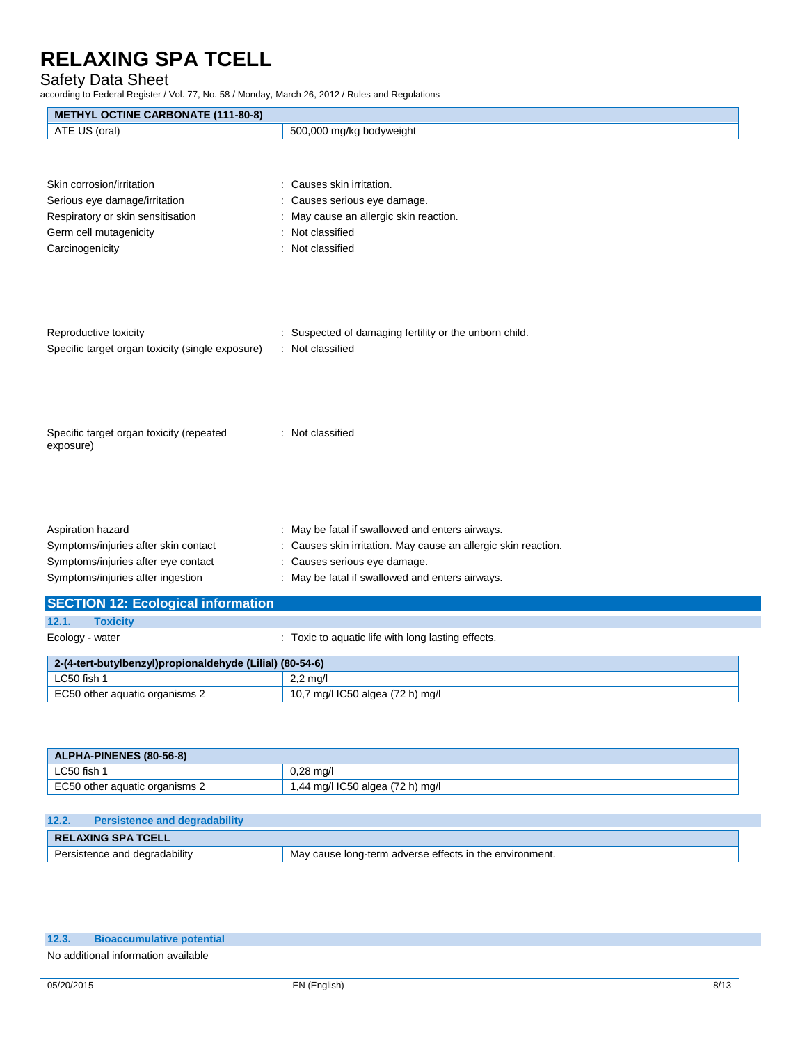| METHYL OCTINE CARBONATE (111-80-8) | |
|---|---|
| ATE US (oral) | 500,000 mg/kg bodyweight |

Skin corrosion/irritation : Causes skin irritation.

Serious eye damage/irritation : Causes serious eye damage.

Respiratory or skin sensitisation : May cause an allergic skin reaction.

Germ cell mutagenicity : Not classified

Carcinogenicity : Not classified

Reproductive toxicity : Suspected of damaging fertility or the unborn child.

Specific target organ toxicity (single exposure) : Not classified

Specific target organ toxicity (repeated exposure) : Not classified

Aspiration hazard : May be fatal if swallowed and enters airways.

Symptoms/injuries after skin contact : Causes skin irritation. May cause an allergic skin reaction.

Symptoms/injuries after eye contact : Causes serious eye damage.

Symptoms/injuries after ingestion : May be fatal if swallowed and enters airways.

## SECTION 12: Ecological information

### 12.1. Toxicity

Ecology - water : Toxic to aquatic life with long lasting effects.

| 2-(4-tert-butylbenzyl)propionaldehyde (Lilial) (80-54-6) | |
|---|---|
| LC50 fish 1 | 2,2 mg/l |
| EC50 other aquatic organisms 2 | 10,7 mg/l IC50 algea (72 h) mg/l |

| ALPHA-PINENES (80-56-8) | |
|---|---|
| LC50 fish 1 | 0,28 mg/l |
| EC50 other aquatic organisms 2 | 1,44 mg/l IC50 algea (72 h) mg/l |

### 12.2. Persistence and degradability

| RELAXING SPA TCELL | |
|---|---|
| Persistence and degradability | May cause long-term adverse effects in the environment. |

### 12.3. Bioaccumulative potential

No additional information available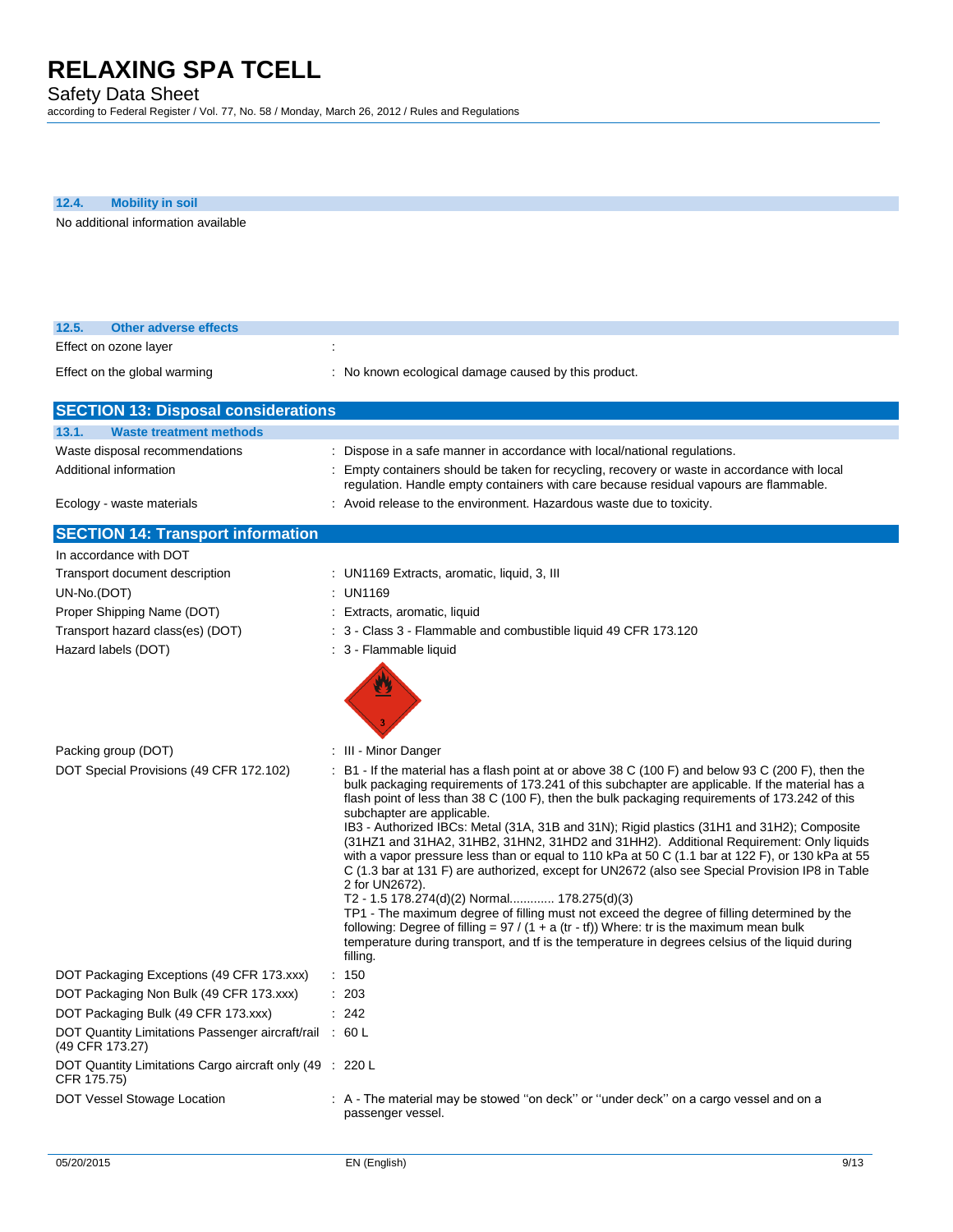### 12.4. Mobility in soil

No additional information available

### 12.5. Other adverse effects

| | |
|---|---|
| Effect on ozone layer | : |
| Effect on the global warming | : No known ecological damage caused by this product. |

## SECTION 13: Disposal considerations

### 13.1. Waste treatment methods

| | |
|---|---|
| Waste disposal recommendations | : Dispose in a safe manner in accordance with local/national regulations. |
| Additional information | : Empty containers should be taken for recycling, recovery or waste in accordance with local regulation. Handle empty containers with care because residual vapours are flammable. |
| Ecology - waste materials | : Avoid release to the environment. Hazardous waste due to toxicity. |

## SECTION 14: Transport information

In accordance with DOT

| | |
|---|---|
| Transport document description | : UN1169 Extracts, aromatic, liquid, 3, III |
| UN-No.(DOT) | : UN1169 |
| Proper Shipping Name (DOT) | : Extracts, aromatic, liquid |
| Transport hazard class(es) (DOT) | : 3 - Class 3 - Flammable and combustible liquid 49 CFR 173.120 |
| Hazard labels (DOT) | : 3 - Flammable liquid |
| Packing group (DOT) | : III - Minor Danger |
| DOT Special Provisions (49 CFR 172.102) | : B1 - If the material has a flash point at or above 38 C (100 F) and below 93 C (200 F), then the bulk packaging requirements of 173.241 of this subchapter are applicable. If the material has a flash point of less than 38 C (100 F), then the bulk packaging requirements of 173.242 of this subchapter are applicable.<br>IB3 - Authorized IBCs: Metal (31A, 31B and 31N); Rigid plastics (31H1 and 31H2); Composite (31HZ1 and 31HA2, 31HB2, 31HN2, 31HD2 and 31HH2). Additional Requirement: Only liquids with a vapor pressure less than or equal to 110 kPa at 50 C (1.1 bar at 122 F), or 130 kPa at 55 C (1.3 bar at 131 F) are authorized, except for UN2672 (also see Special Provision IP8 in Table 2 for UN2672).<br>T2 - 1.5 178.274(d)(2) Normal............ 178.275(d)(3)<br>TP1 - The maximum degree of filling must not exceed the degree of filling determined by the following: Degree of filling = 97 / (1 + a (tr - tf)) Where: tr is the maximum mean bulk temperature during transport, and tf is the temperature in degrees celsius of the liquid during filling. |
| DOT Packaging Exceptions (49 CFR 173.xxx) | : 150 |
| DOT Packaging Non Bulk (49 CFR 173.xxx) | : 203 |
| DOT Packaging Bulk (49 CFR 173.xxx) | : 242 |
| DOT Quantity Limitations Passenger aircraft/rail (49 CFR 173.27) | : 60 L |
| DOT Quantity Limitations Cargo aircraft only (49 CFR 175.75) | : 220 L |
| DOT Vessel Stowage Location | : A - The material may be stowed ''on deck'' or ''under deck'' on a cargo vessel and on a passenger vessel. |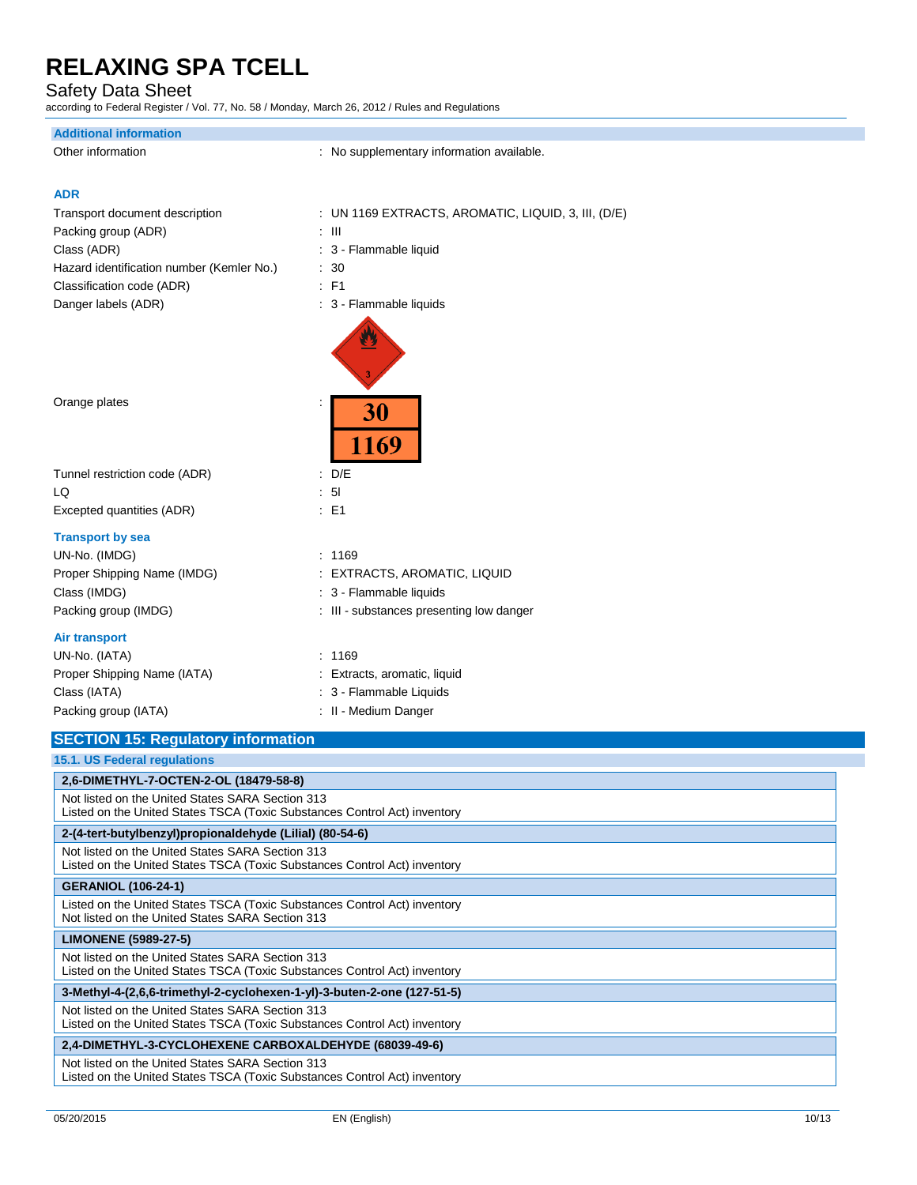**Additional information**

Other information : No supplementary information available.

**ADR**

Transport document description : UN 1169 EXTRACTS, AROMATIC, LIQUID, 3, III, (D/E)

Packing group (ADR) : III

Class (ADR) : 3 - Flammable liquid

Hazard identification number (Kemler No.) : 30

Classification code (ADR) : F1

Danger labels (ADR) : 3 - Flammable liquids

Orange plates : 30 / 1169

Tunnel restriction code (ADR) : D/E

LQ : 5l

Excepted quantities (ADR) : E1

**Transport by sea**

UN-No. (IMDG) : 1169

Proper Shipping Name (IMDG) : EXTRACTS, AROMATIC, LIQUID

Class (IMDG) : 3 - Flammable liquids

Packing group (IMDG) : III - substances presenting low danger

**Air transport**

UN-No. (IATA) : 1169

Proper Shipping Name (IATA) : Extracts, aromatic, liquid

Class (IATA) : 3 - Flammable Liquids

Packing group (IATA) : II - Medium Danger

## SECTION 15: Regulatory information

### 15.1. US Federal regulations

**2,6-DIMETHYL-7-OCTEN-2-OL (18479-58-8)**

Not listed on the United States SARA Section 313
Listed on the United States TSCA (Toxic Substances Control Act) inventory

**2-(4-tert-butylbenzyl)propionaldehyde (Lilial) (80-54-6)**

Not listed on the United States SARA Section 313
Listed on the United States TSCA (Toxic Substances Control Act) inventory

**GERANIOL (106-24-1)**

Listed on the United States TSCA (Toxic Substances Control Act) inventory
Not listed on the United States SARA Section 313

**LIMONENE (5989-27-5)**

Not listed on the United States SARA Section 313
Listed on the United States TSCA (Toxic Substances Control Act) inventory

**3-Methyl-4-(2,6,6-trimethyl-2-cyclohexen-1-yl)-3-buten-2-one (127-51-5)**

Not listed on the United States SARA Section 313
Listed on the United States TSCA (Toxic Substances Control Act) inventory

**2,4-DIMETHYL-3-CYCLOHEXENE CARBOXALDEHYDE (68039-49-6)**

Not listed on the United States SARA Section 313
Listed on the United States TSCA (Toxic Substances Control Act) inventory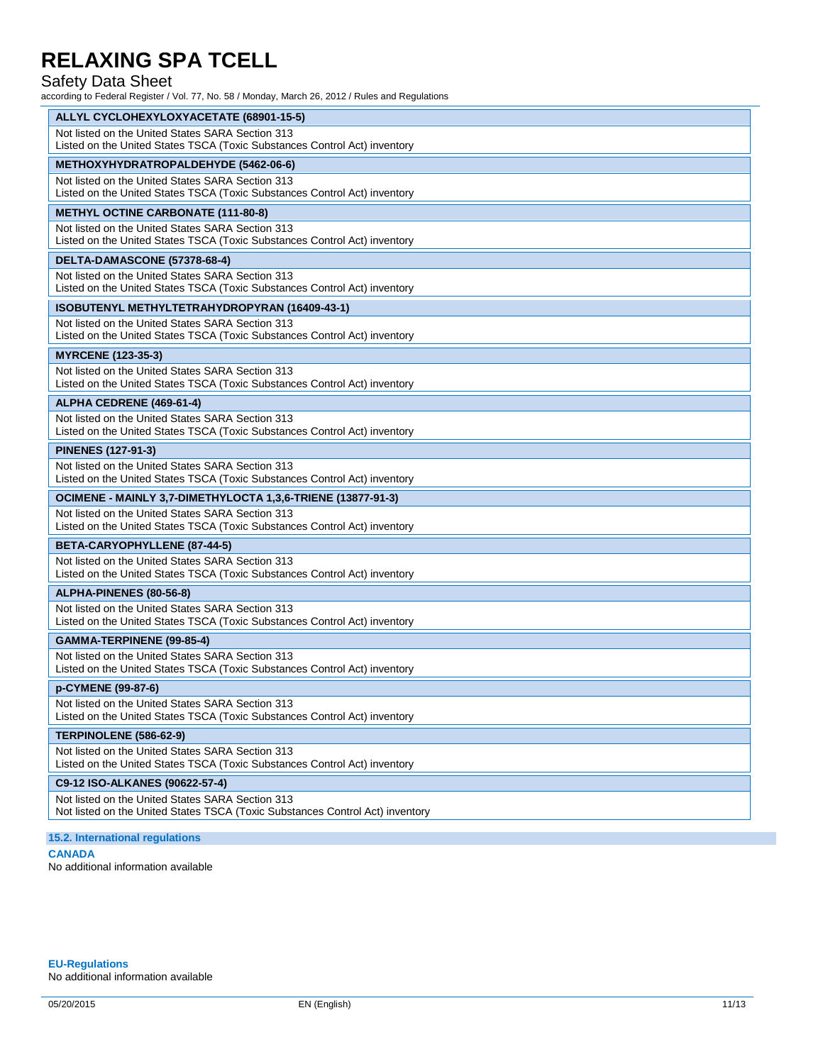| ALLYL CYCLOHEXYLOXYACETATE (68901-15-5) |
|---|
| Not listed on the United States SARA Section 313<br>Listed on the United States TSCA (Toxic Substances Control Act) inventory |

| METHOXYHYDRATROPALDEHYDE (5462-06-6) |
|---|
| Not listed on the United States SARA Section 313<br>Listed on the United States TSCA (Toxic Substances Control Act) inventory |

| METHYL OCTINE CARBONATE (111-80-8) |
|---|
| Not listed on the United States SARA Section 313<br>Listed on the United States TSCA (Toxic Substances Control Act) inventory |

| DELTA-DAMASCONE (57378-68-4) |
|---|
| Not listed on the United States SARA Section 313<br>Listed on the United States TSCA (Toxic Substances Control Act) inventory |

| ISOBUTENYL METHYLTETRAHYDROPYRAN (16409-43-1) |
|---|
| Not listed on the United States SARA Section 313<br>Listed on the United States TSCA (Toxic Substances Control Act) inventory |

| MYRCENE (123-35-3) |
|---|
| Not listed on the United States SARA Section 313<br>Listed on the United States TSCA (Toxic Substances Control Act) inventory |

| ALPHA CEDRENE (469-61-4) |
|---|
| Not listed on the United States SARA Section 313<br>Listed on the United States TSCA (Toxic Substances Control Act) inventory |

| PINENES (127-91-3) |
|---|
| Not listed on the United States SARA Section 313<br>Listed on the United States TSCA (Toxic Substances Control Act) inventory |

| OCIMENE - MAINLY 3,7-DIMETHYLOCTA 1,3,6-TRIENE (13877-91-3) |
|---|
| Not listed on the United States SARA Section 313<br>Listed on the United States TSCA (Toxic Substances Control Act) inventory |

| BETA-CARYOPHYLLENE (87-44-5) |
|---|
| Not listed on the United States SARA Section 313<br>Listed on the United States TSCA (Toxic Substances Control Act) inventory |

| ALPHA-PINENES (80-56-8) |
|---|
| Not listed on the United States SARA Section 313<br>Listed on the United States TSCA (Toxic Substances Control Act) inventory |

| GAMMA-TERPINENE (99-85-4) |
|---|
| Not listed on the United States SARA Section 313<br>Listed on the United States TSCA (Toxic Substances Control Act) inventory |

| p-CYMENE (99-87-6) |
|---|
| Not listed on the United States SARA Section 313<br>Listed on the United States TSCA (Toxic Substances Control Act) inventory |

| TERPINOLENE (586-62-9) |
|---|
| Not listed on the United States SARA Section 313<br>Listed on the United States TSCA (Toxic Substances Control Act) inventory |

| C9-12 ISO-ALKANES (90622-57-4) |
|---|
| Not listed on the United States SARA Section 313<br>Not listed on the United States TSCA (Toxic Substances Control Act) inventory |

## 15.2. International regulations

**CANADA**

No additional information available

**EU-Regulations**

No additional information available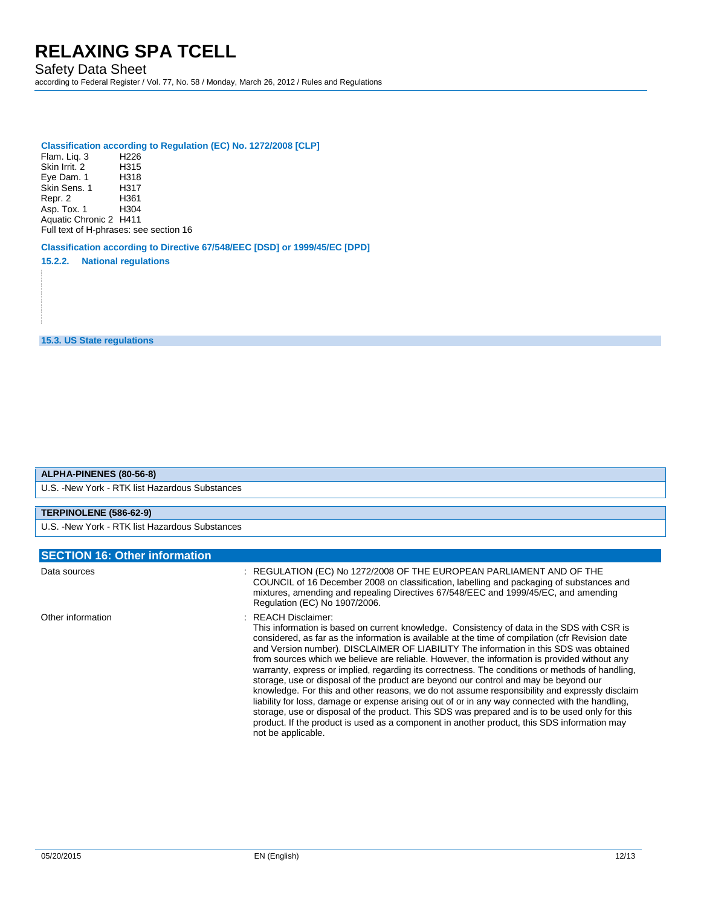#### Classification according to Regulation (EC) No. 1272/2008 [CLP]

| | |
|---|---|
| Flam. Liq. 3 | H226 |
| Skin Irrit. 2 | H315 |
| Eye Dam. 1 | H318 |
| Skin Sens. 1 | H317 |
| Repr. 2 | H361 |
| Asp. Tox. 1 | H304 |
| Aquatic Chronic 2 | H411 |

Full text of H-phrases: see section 16

#### Classification according to Directive 67/548/EEC [DSD] or 1999/45/EC [DPD]

#### 15.2.2. National regulations

### 15.3. US State regulations

| ALPHA-PINENES (80-56-8) |
|---|
| U.S. -New York - RTK list Hazardous Substances |

| TERPINOLENE (586-62-9) |
|---|
| U.S. -New York - RTK list Hazardous Substances |

## SECTION 16: Other information

Data sources : REGULATION (EC) No 1272/2008 OF THE EUROPEAN PARLIAMENT AND OF THE COUNCIL of 16 December 2008 on classification, labelling and packaging of substances and mixtures, amending and repealing Directives 67/548/EEC and 1999/45/EC, and amending Regulation (EC) No 1907/2006.

Other information : REACH Disclaimer:
This information is based on current knowledge. Consistency of data in the SDS with CSR is considered, as far as the information is available at the time of compilation (cfr Revision date and Version number). DISCLAIMER OF LIABILITY The information in this SDS was obtained from sources which we believe are reliable. However, the information is provided without any warranty, express or implied, regarding its correctness. The conditions or methods of handling, storage, use or disposal of the product are beyond our control and may be beyond our knowledge. For this and other reasons, we do not assume responsibility and expressly disclaim liability for loss, damage or expense arising out of or in any way connected with the handling, storage, use or disposal of the product. This SDS was prepared and is to be used only for this product. If the product is used as a component in another product, this SDS information may not be applicable.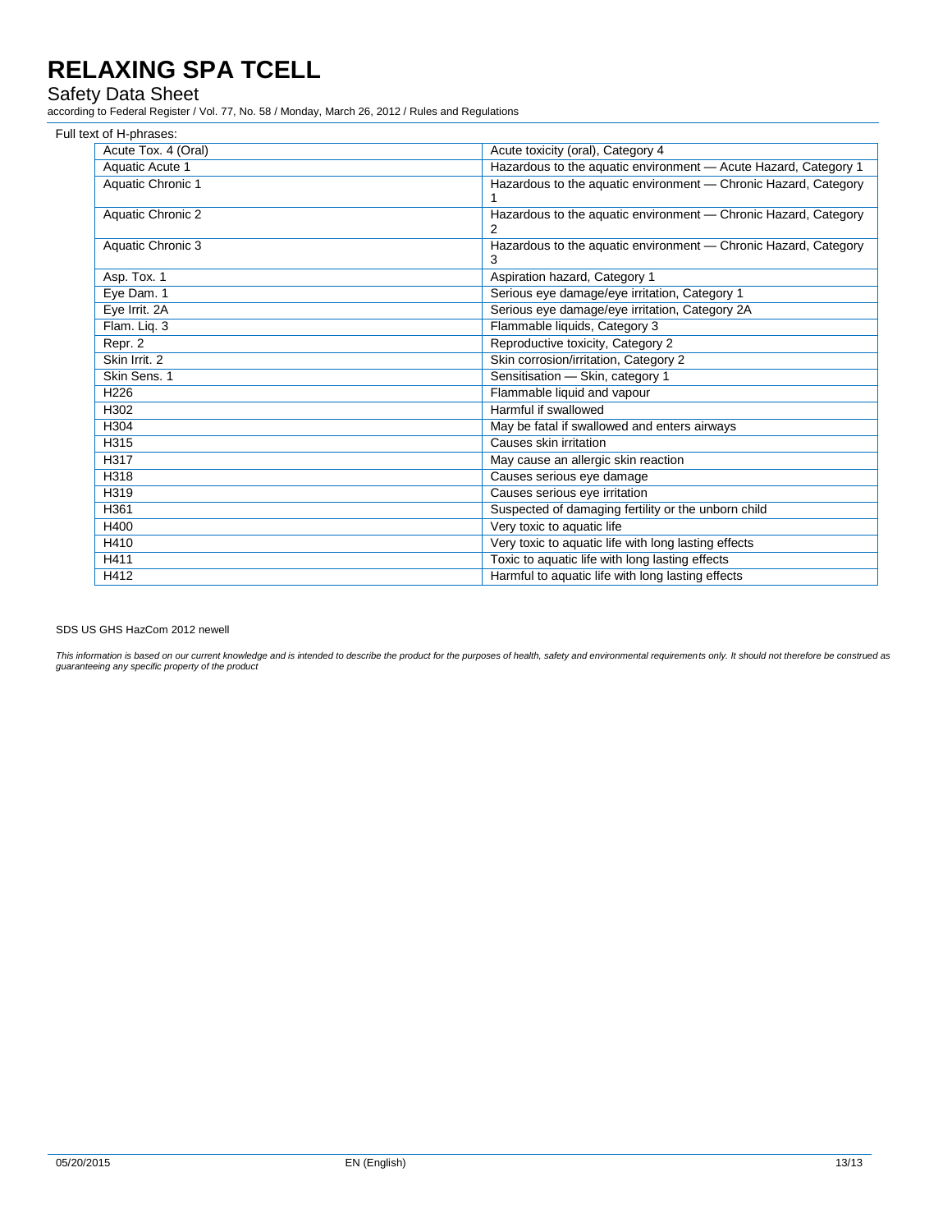Full text of H-phrases:

| | |
|---|---|
| Acute Tox. 4 (Oral) | Acute toxicity (oral), Category 4 |
| Aquatic Acute 1 | Hazardous to the aquatic environment — Acute Hazard, Category 1 |
| Aquatic Chronic 1 | Hazardous to the aquatic environment — Chronic Hazard, Category 1 |
| Aquatic Chronic 2 | Hazardous to the aquatic environment — Chronic Hazard, Category 2 |
| Aquatic Chronic 3 | Hazardous to the aquatic environment — Chronic Hazard, Category 3 |
| Asp. Tox. 1 | Aspiration hazard, Category 1 |
| Eye Dam. 1 | Serious eye damage/eye irritation, Category 1 |
| Eye Irrit. 2A | Serious eye damage/eye irritation, Category 2A |
| Flam. Liq. 3 | Flammable liquids, Category 3 |
| Repr. 2 | Reproductive toxicity, Category 2 |
| Skin Irrit. 2 | Skin corrosion/irritation, Category 2 |
| Skin Sens. 1 | Sensitisation — Skin, category 1 |
| H226 | Flammable liquid and vapour |
| H302 | Harmful if swallowed |
| H304 | May be fatal if swallowed and enters airways |
| H315 | Causes skin irritation |
| H317 | May cause an allergic skin reaction |
| H318 | Causes serious eye damage |
| H319 | Causes serious eye irritation |
| H361 | Suspected of damaging fertility or the unborn child |
| H400 | Very toxic to aquatic life |
| H410 | Very toxic to aquatic life with long lasting effects |
| H411 | Toxic to aquatic life with long lasting effects |
| H412 | Harmful to aquatic life with long lasting effects |

SDS US GHS HazCom 2012 newell

*This information is based on our current knowledge and is intended to describe the product for the purposes of health, safety and environmental requirements only. It should not therefore be construed as guaranteeing any specific property of the product*